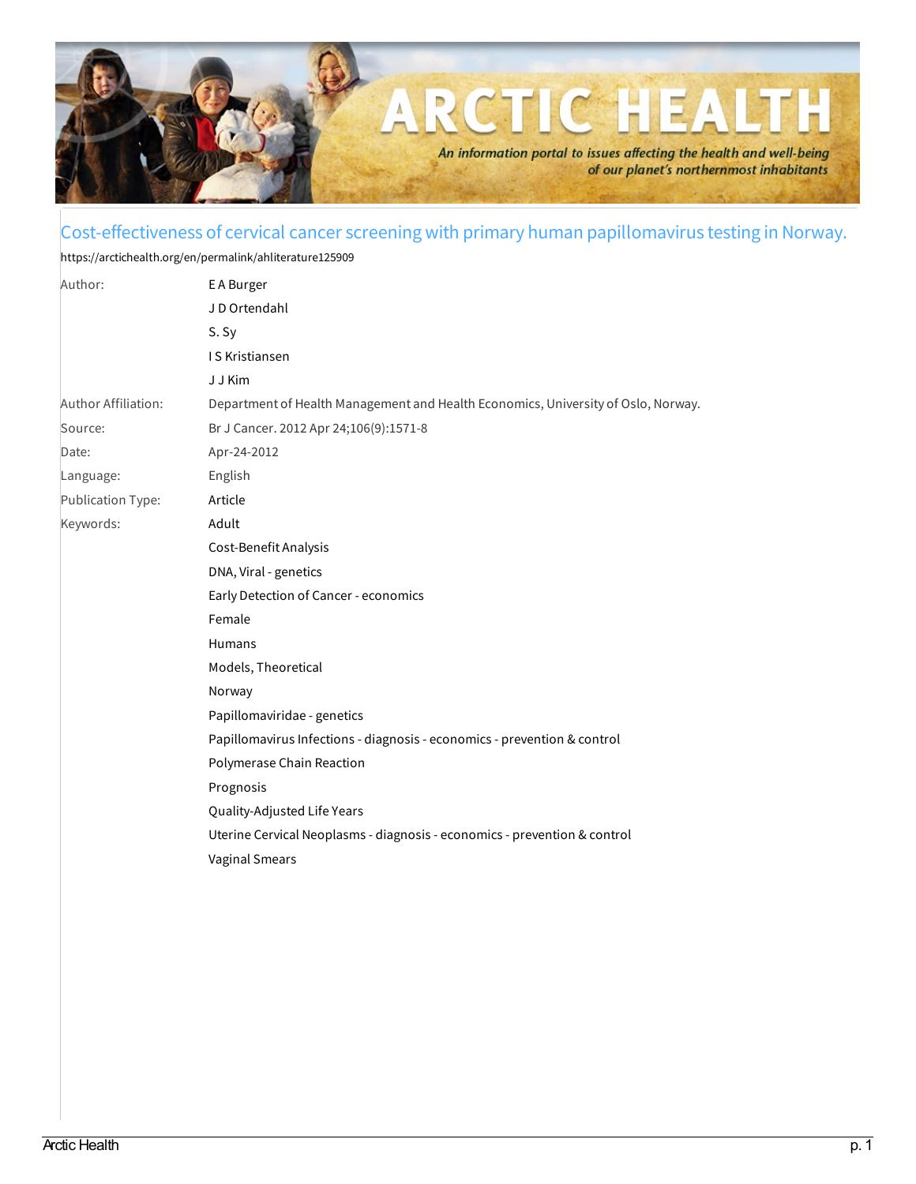# Cost-effectiveness of cervical cancer screening with primary human papillomavirus testing in Norway.

https://arctichealth.org/en/permalink/ahliterature125909

| | |
|---|---|
| Author: | E A Burger |
| | J D Ortendahl |
| | S. Sy |
| | I S Kristiansen |
| | J J Kim |
| Author Affiliation: | Department of Health Management and Health Economics, University of Oslo, Norway. |
| Source: | Br J Cancer. 2012 Apr 24;106(9):1571-8 |
| Date: | Apr-24-2012 |
| Language: | English |
| Publication Type: | Article |
| Keywords: | Adult |
| | Cost-Benefit Analysis |
| | DNA, Viral - genetics |
| | Early Detection of Cancer - economics |
| | Female |
| | Humans |
| | Models, Theoretical |
| | Norway |
| | Papillomaviridae - genetics |
| | Papillomavirus Infections - diagnosis - economics - prevention & control |
| | Polymerase Chain Reaction |
| | Prognosis |
| | Quality-Adjusted Life Years |
| | Uterine Cervical Neoplasms - diagnosis - economics - prevention & control |
| | Vaginal Smears |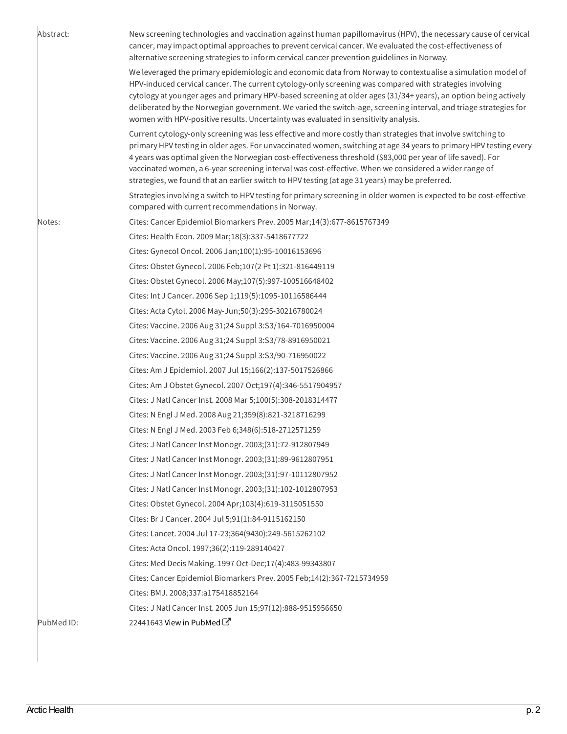Abstract:

New screening technologies and vaccination against human papillomavirus (HPV), the necessary cause of cervical cancer, may impact optimal approaches to prevent cervical cancer. We evaluated the cost-effectiveness of alternative screening strategies to inform cervical cancer prevention guidelines in Norway.

We leveraged the primary epidemiologic and economic data from Norway to contextualise a simulation model of HPV-induced cervical cancer. The current cytology-only screening was compared with strategies involving cytology at younger ages and primary HPV-based screening at older ages (31/34+ years), an option being actively deliberated by the Norwegian government. We varied the switch-age, screening interval, and triage strategies for women with HPV-positive results. Uncertainty was evaluated in sensitivity analysis.

Current cytology-only screening was less effective and more costly than strategies that involve switching to primary HPV testing in older ages. For unvaccinated women, switching at age 34 years to primary HPV testing every 4 years was optimal given the Norwegian cost-effectiveness threshold ($83,000 per year of life saved). For vaccinated women, a 6-year screening interval was cost-effective. When we considered a wider range of strategies, we found that an earlier switch to HPV testing (at age 31 years) may be preferred.

Strategies involving a switch to HPV testing for primary screening in older women is expected to be cost-effective compared with current recommendations in Norway.

Notes:

Cites: Cancer Epidemiol Biomarkers Prev. 2005 Mar;14(3):677-8615767349

Cites: Health Econ. 2009 Mar;18(3):337-5418677722

Cites: Gynecol Oncol. 2006 Jan;100(1):95-10016153696

Cites: Obstet Gynecol. 2006 Feb;107(2 Pt 1):321-816449119

Cites: Obstet Gynecol. 2006 May;107(5):997-100516648402

Cites: Int J Cancer. 2006 Sep 1;119(5):1095-10116586444

Cites: Acta Cytol. 2006 May-Jun;50(3):295-30216780024

Cites: Vaccine. 2006 Aug 31;24 Suppl 3:S3/164-7016950004

Cites: Vaccine. 2006 Aug 31;24 Suppl 3:S3/78-8916950021

Cites: Vaccine. 2006 Aug 31;24 Suppl 3:S3/90-716950022

Cites: Am J Epidemiol. 2007 Jul 15;166(2):137-5017526866

Cites: Am J Obstet Gynecol. 2007 Oct;197(4):346-5517904957

Cites: J Natl Cancer Inst. 2008 Mar 5;100(5):308-2018314477

Cites: N Engl J Med. 2008 Aug 21;359(8):821-3218716299

Cites: N Engl J Med. 2003 Feb 6;348(6):518-2712571259

Cites: J Natl Cancer Inst Monogr. 2003;(31):72-912807949

Cites: J Natl Cancer Inst Monogr. 2003;(31):89-9612807951

Cites: J Natl Cancer Inst Monogr. 2003;(31):97-10112807952

Cites: J Natl Cancer Inst Monogr. 2003;(31):102-1012807953

Cites: Obstet Gynecol. 2004 Apr;103(4):619-3115051550

Cites: Br J Cancer. 2004 Jul 5;91(1):84-9115162150

Cites: Lancet. 2004 Jul 17-23;364(9430):249-5615262102

Cites: Acta Oncol. 1997;36(2):119-289140427

Cites: Med Decis Making. 1997 Oct-Dec;17(4):483-99343807

Cites: Cancer Epidemiol Biomarkers Prev. 2005 Feb;14(2):367-7215734959

Cites: BMJ. 2008;337:a175418852164

Cites: J Natl Cancer Inst. 2005 Jun 15;97(12):888-9515956650

PubMed ID:

22441643 View in PubMed